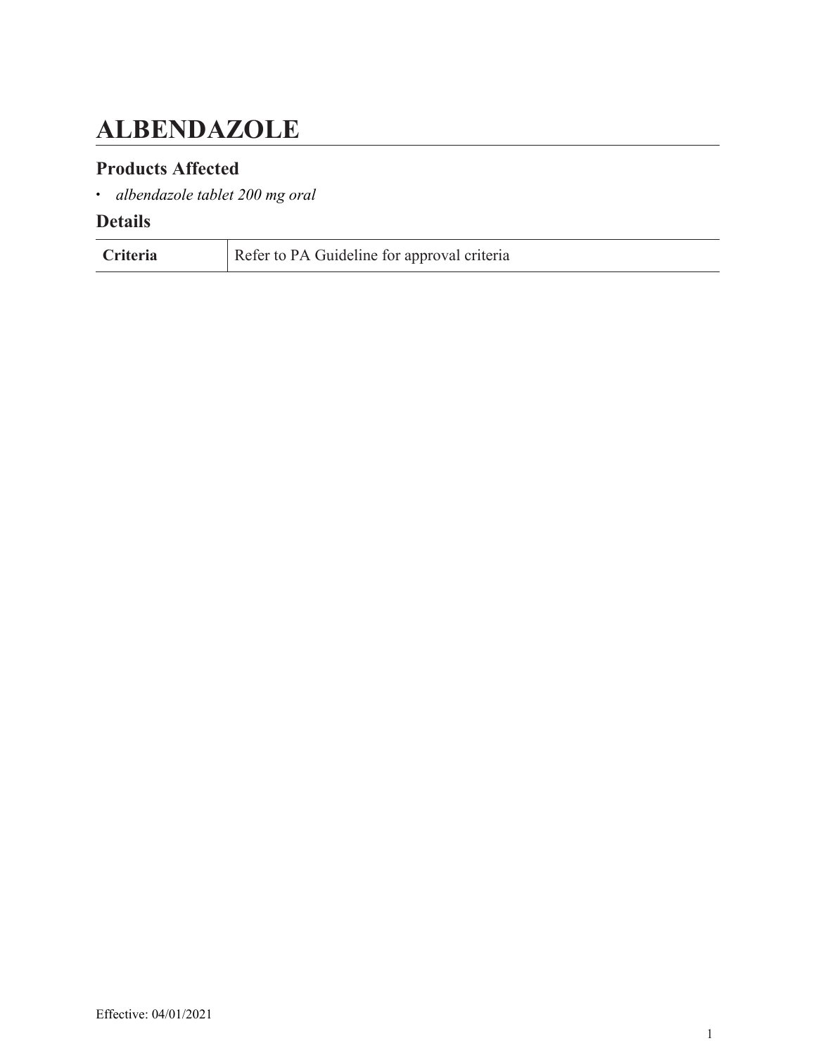# ALBENDAZOLE

## Products Affected

- *albendazole tablet 200 mg oral*

## Details

| | |
|---|---|
| **Criteria** | Refer to PA Guideline for approval criteria |

Effective: 04/01/2021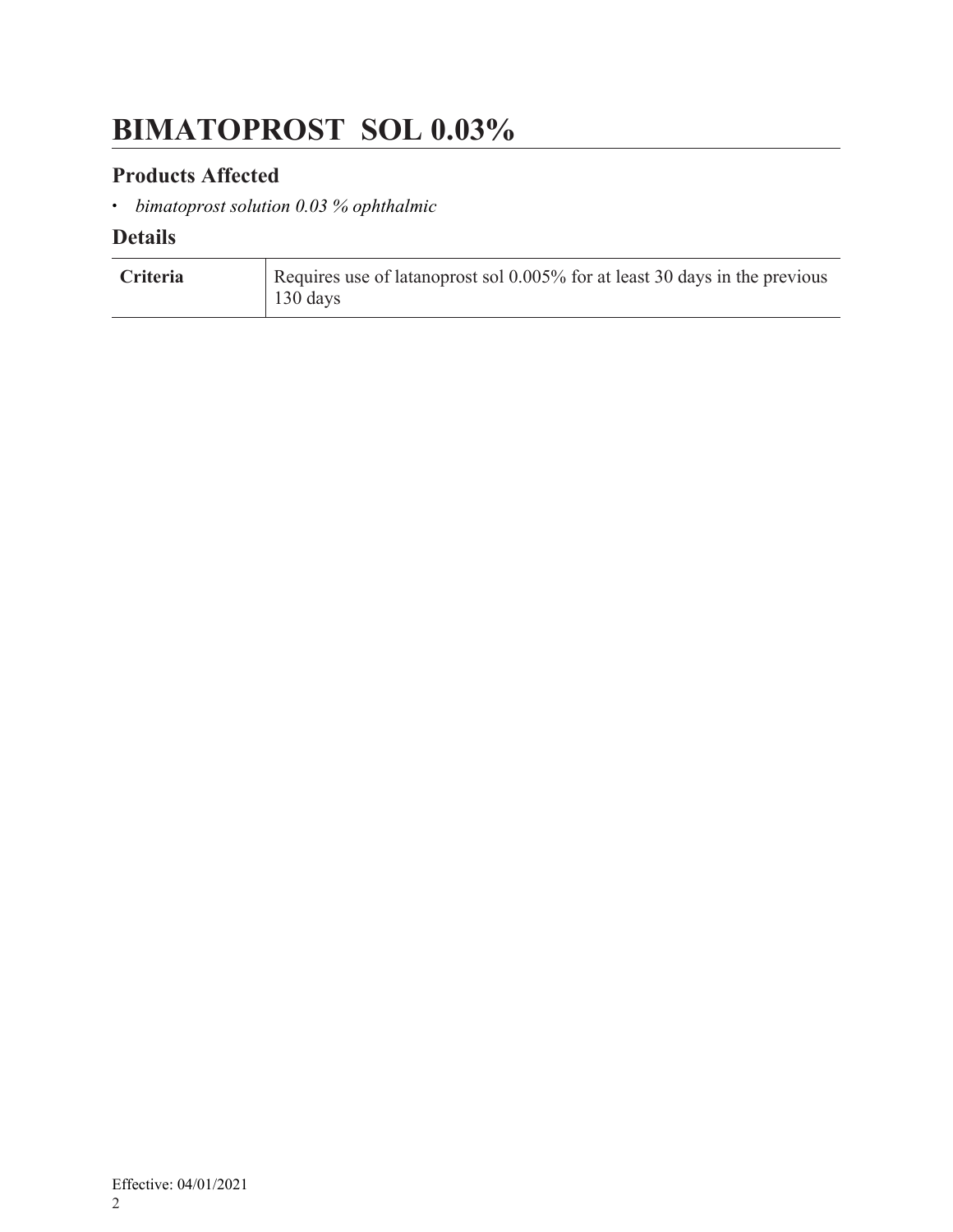# BIMATOPROST SOL 0.03%

## Products Affected

- *bimatoprost solution 0.03 % ophthalmic*

## Details

| | |
|---|---|
| **Criteria** | Requires use of latanoprost sol 0.005% for at least 30 days in the previous 130 days |

Effective: 04/01/2021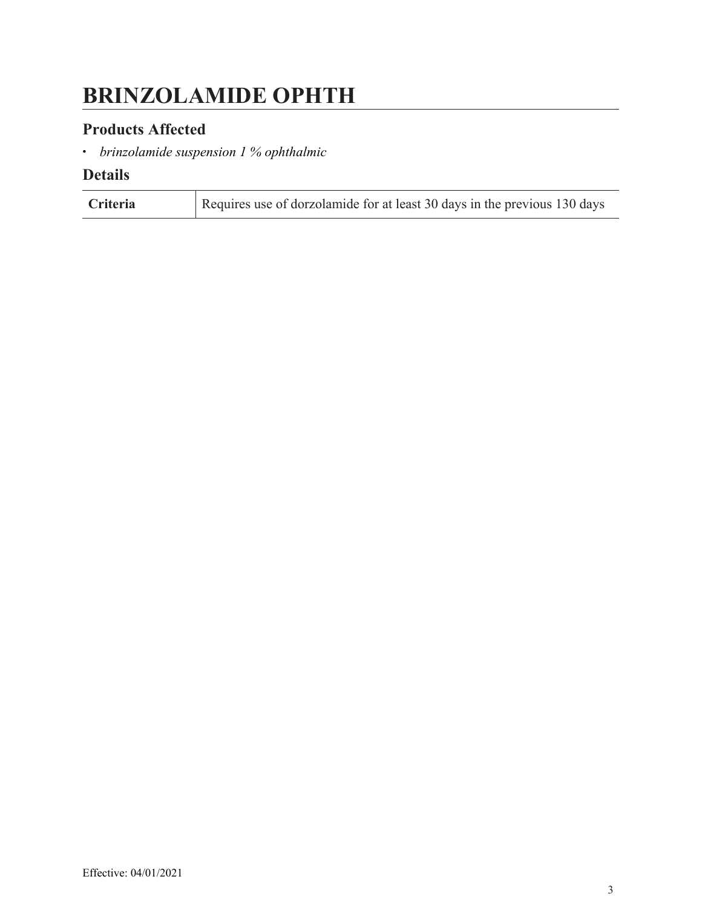# BRINZOLAMIDE OPHTH

## Products Affected

- *brinzolamide suspension 1 % ophthalmic*

## Details

| Criteria | Requires use of dorzolamide for at least 30 days in the previous 130 days |
| --- | --- |

Effective: 04/01/2021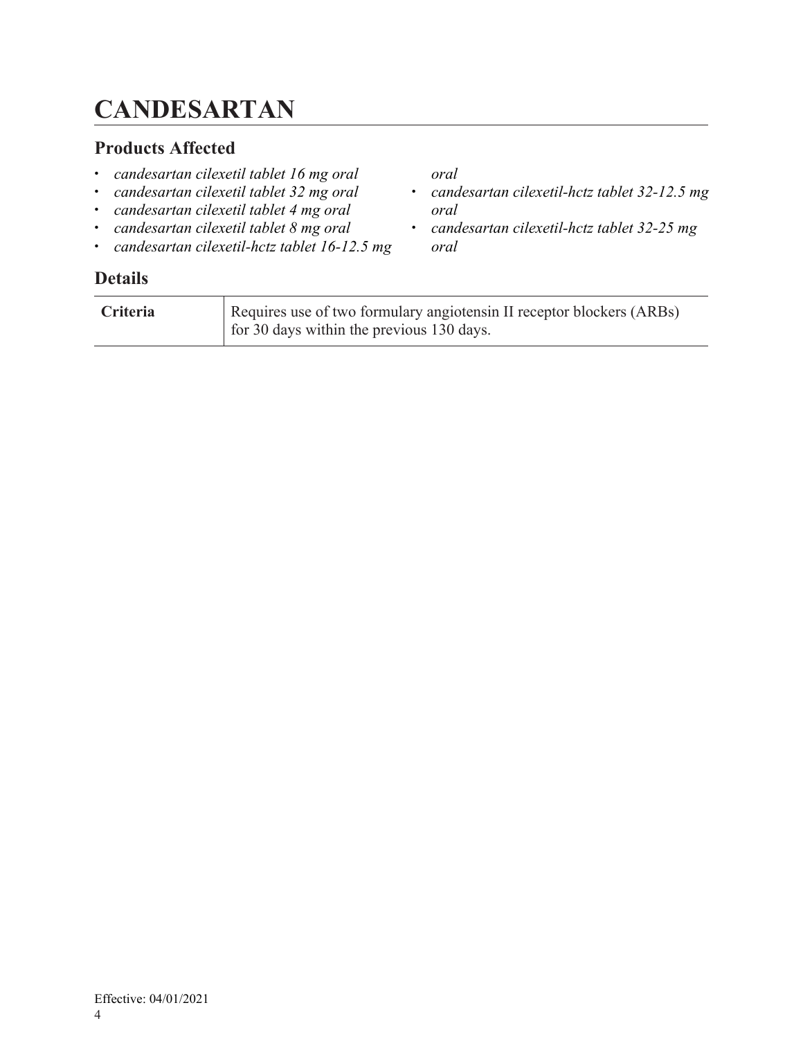# CANDESARTAN

## Products Affected

- *candesartan cilexetil tablet 16 mg oral*
- *candesartan cilexetil tablet 32 mg oral*
- *candesartan cilexetil tablet 4 mg oral*
- *candesartan cilexetil tablet 8 mg oral*
- *candesartan cilexetil-hctz tablet 16-12.5 mg oral*
- *candesartan cilexetil-hctz tablet 32-12.5 mg oral*
- *candesartan cilexetil-hctz tablet 32-25 mg oral*

## Details

| | |
|---|---|
| **Criteria** | Requires use of two formulary angiotensin II receptor blockers (ARBs) for 30 days within the previous 130 days. |

Effective: 04/01/2021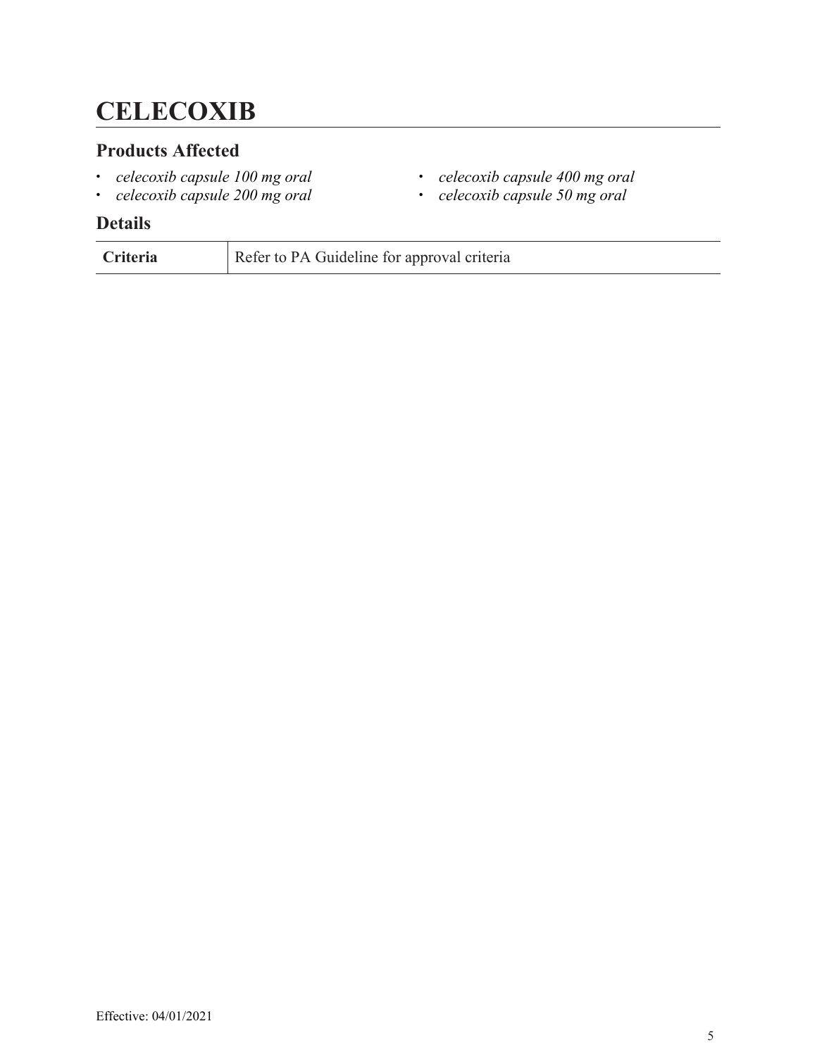# CELECOXIB

## Products Affected

- *celecoxib capsule 100 mg oral*
- *celecoxib capsule 200 mg oral*
- *celecoxib capsule 400 mg oral*
- *celecoxib capsule 50 mg oral*

## Details

| **Criteria** | Refer to PA Guideline for approval criteria |
|---|---|

Effective: 04/01/2021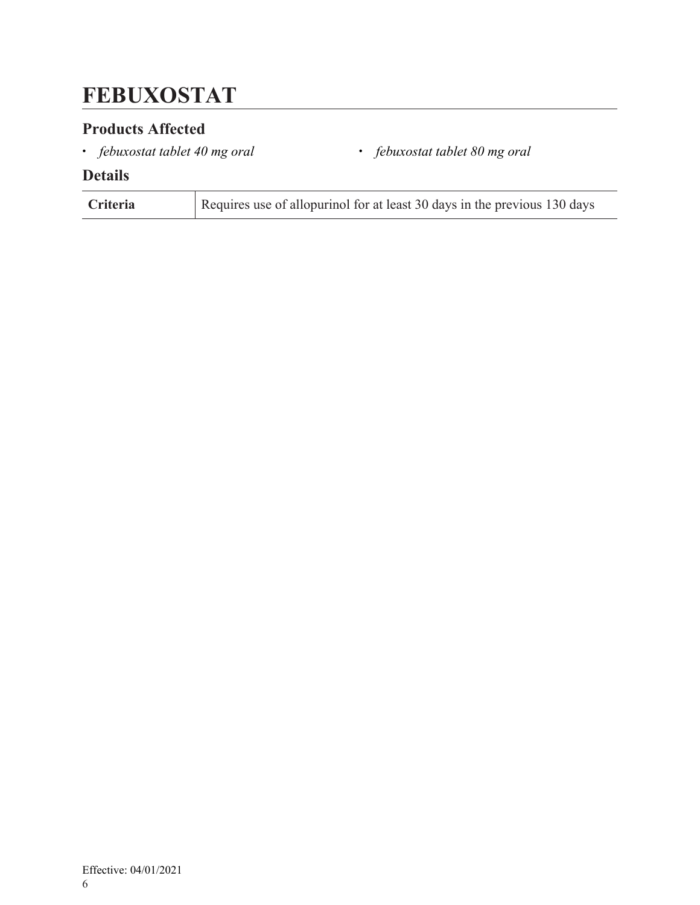# FEBUXOSTAT

## Products Affected

- *febuxostat tablet 40 mg oral*
- *febuxostat tablet 80 mg oral*

## Details

| | |
|---|---|
| **Criteria** | Requires use of allopurinol for at least 30 days in the previous 130 days |

Effective: 04/01/2021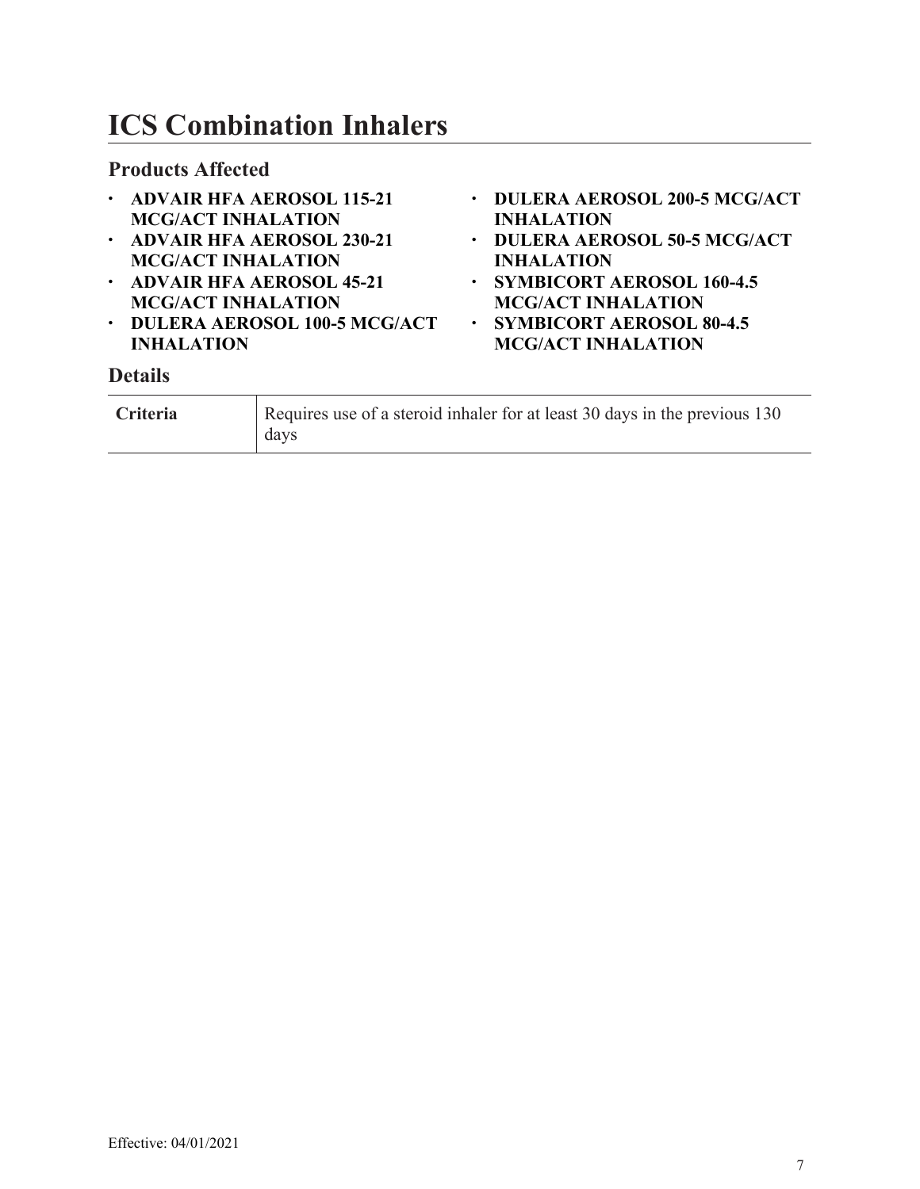# ICS Combination Inhalers

## Products Affected

- **ADVAIR HFA AEROSOL 115-21 MCG/ACT INHALATION**
- **ADVAIR HFA AEROSOL 230-21 MCG/ACT INHALATION**
- **ADVAIR HFA AEROSOL 45-21 MCG/ACT INHALATION**
- **DULERA AEROSOL 100-5 MCG/ACT INHALATION**
- **DULERA AEROSOL 200-5 MCG/ACT INHALATION**
- **DULERA AEROSOL 50-5 MCG/ACT INHALATION**
- **SYMBICORT AEROSOL 160-4.5 MCG/ACT INHALATION**
- **SYMBICORT AEROSOL 80-4.5 MCG/ACT INHALATION**

## Details

| | |
|---|---|
| **Criteria** | Requires use of a steroid inhaler for at least 30 days in the previous 130 days |

Effective: 04/01/2021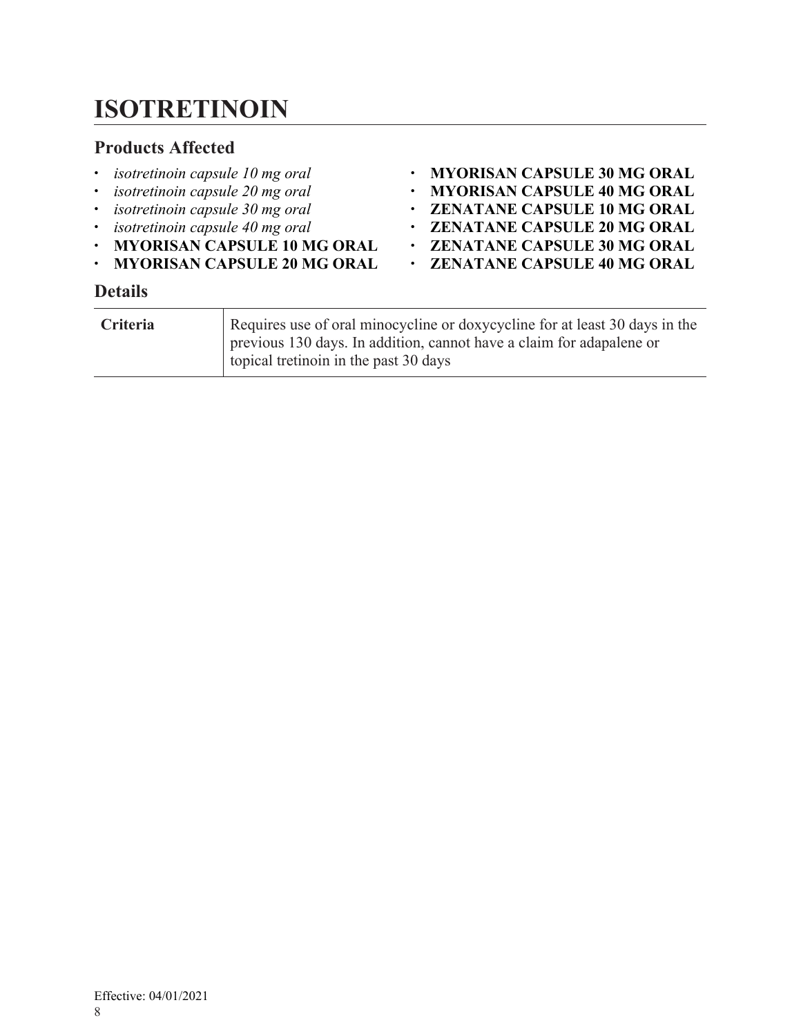# ISOTRETINOIN

## Products Affected

- *isotretinoin capsule 10 mg oral*
- *isotretinoin capsule 20 mg oral*
- *isotretinoin capsule 30 mg oral*
- *isotretinoin capsule 40 mg oral*
- **MYORISAN CAPSULE 10 MG ORAL**
- **MYORISAN CAPSULE 20 MG ORAL**
- **MYORISAN CAPSULE 30 MG ORAL**
- **MYORISAN CAPSULE 40 MG ORAL**
- **ZENATANE CAPSULE 10 MG ORAL**
- **ZENATANE CAPSULE 20 MG ORAL**
- **ZENATANE CAPSULE 30 MG ORAL**
- **ZENATANE CAPSULE 40 MG ORAL**

## Details

| | |
|---|---|
| **Criteria** | Requires use of oral minocycline or doxycycline for at least 30 days in the previous 130 days. In addition, cannot have a claim for adapalene or topical tretinoin in the past 30 days |

Effective: 04/01/2021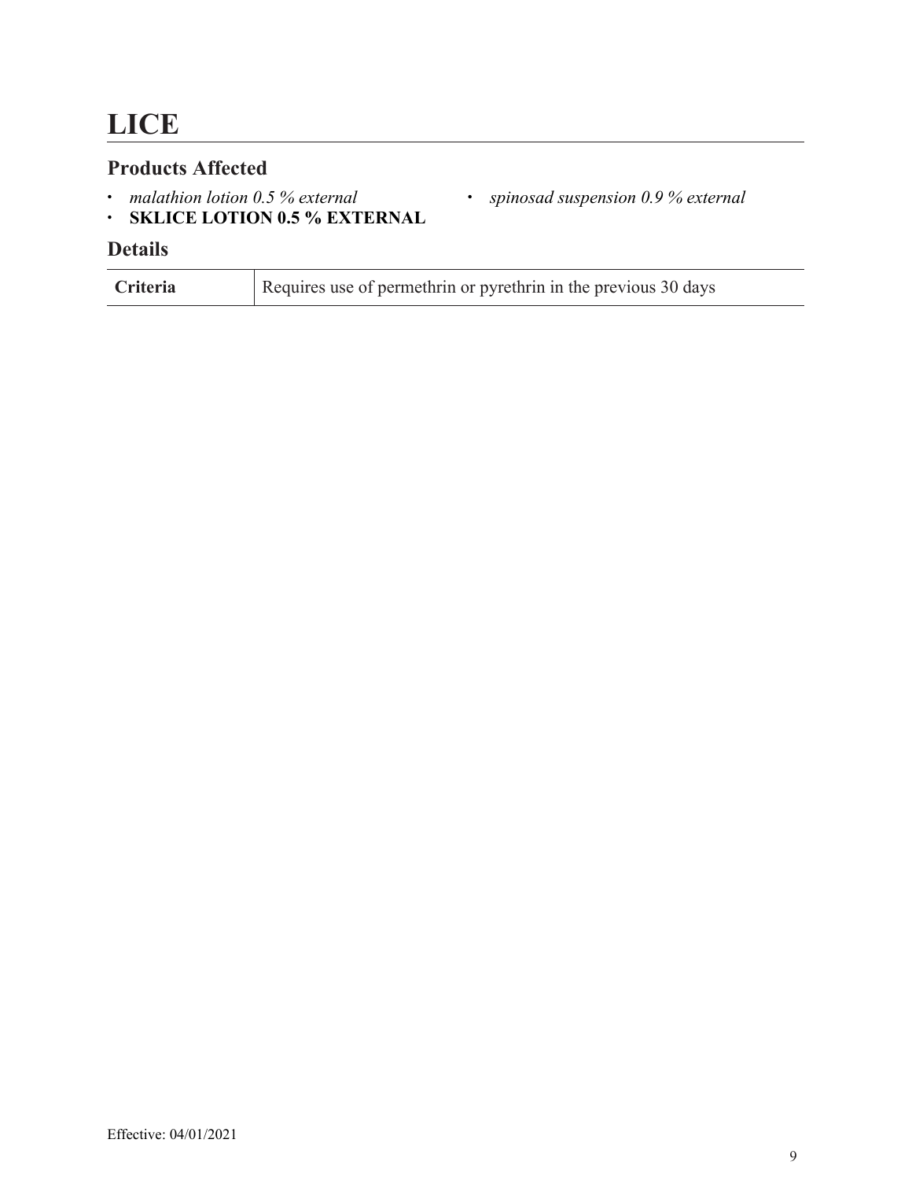# LICE

## Products Affected

- *malathion lotion 0.5 % external*
- *spinosad suspension 0.9 % external*
- **SKLICE LOTION 0.5 % EXTERNAL**

## Details

| | |
|---|---|
| **Criteria** | Requires use of permethrin or pyrethrin in the previous 30 days |

Effective: 04/01/2021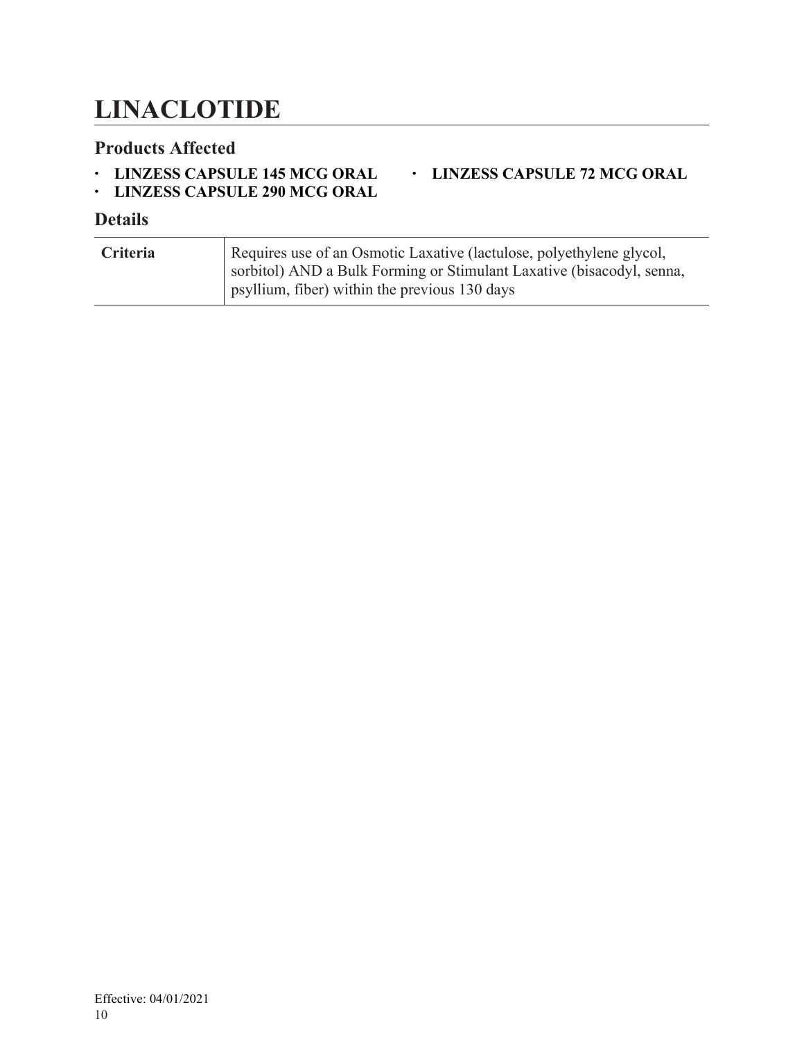# LINACLOTIDE

## Products Affected

- **LINZESS CAPSULE 145 MCG ORAL**
- **LINZESS CAPSULE 290 MCG ORAL**
- **LINZESS CAPSULE 72 MCG ORAL**

## Details

| | |
|---|---|
| **Criteria** | Requires use of an Osmotic Laxative (lactulose, polyethylene glycol, sorbitol) AND a Bulk Forming or Stimulant Laxative (bisacodyl, senna, psyllium, fiber) within the previous 130 days |

Effective: 04/01/2021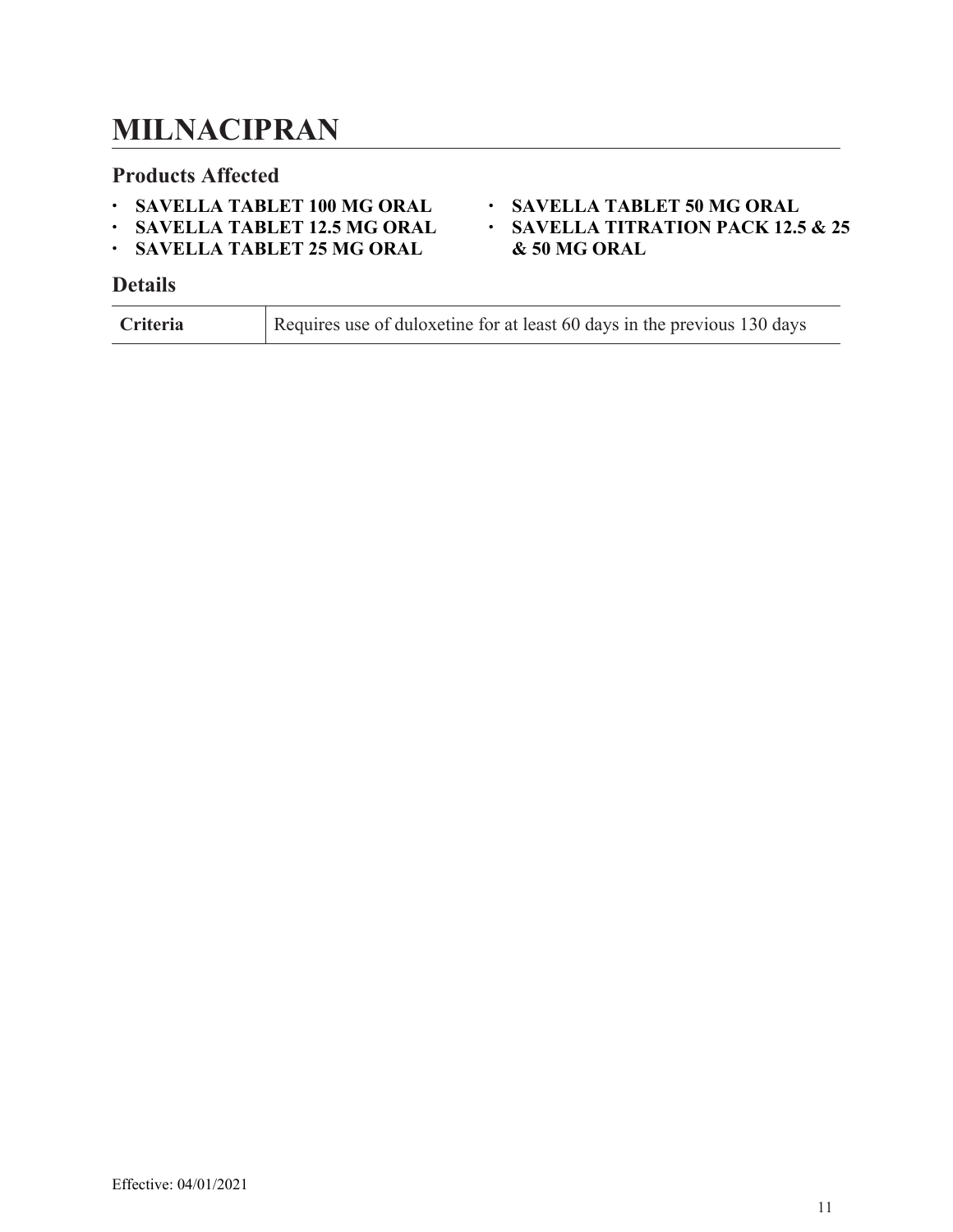# MILNACIPRAN

## Products Affected

- **SAVELLA TABLET 100 MG ORAL**
- **SAVELLA TABLET 12.5 MG ORAL**
- **SAVELLA TABLET 25 MG ORAL**
- **SAVELLA TABLET 50 MG ORAL**
- **SAVELLA TITRATION PACK 12.5 & 25 & 50 MG ORAL**

## Details

| | |
|---|---|
| **Criteria** | Requires use of duloxetine for at least 60 days in the previous 130 days |

Effective: 04/01/2021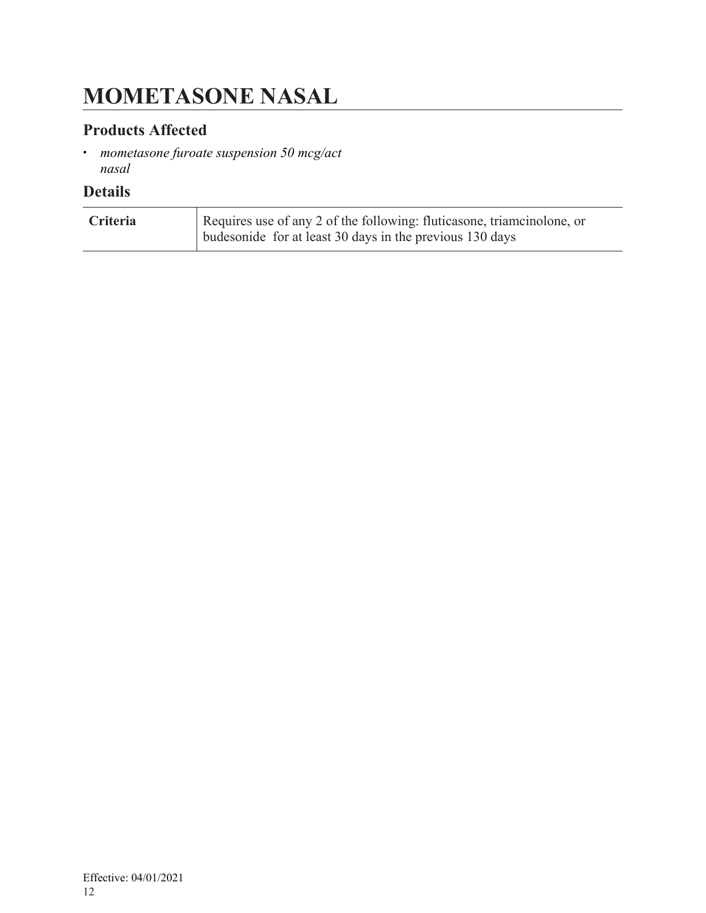# MOMETASONE NASAL

## Products Affected

- *mometasone furoate suspension 50 mcg/act nasal*

## Details

| | |
|---|---|
| **Criteria** | Requires use of any 2 of the following: fluticasone, triamcinolone, or budesonide for at least 30 days in the previous 130 days |

Effective: 04/01/2021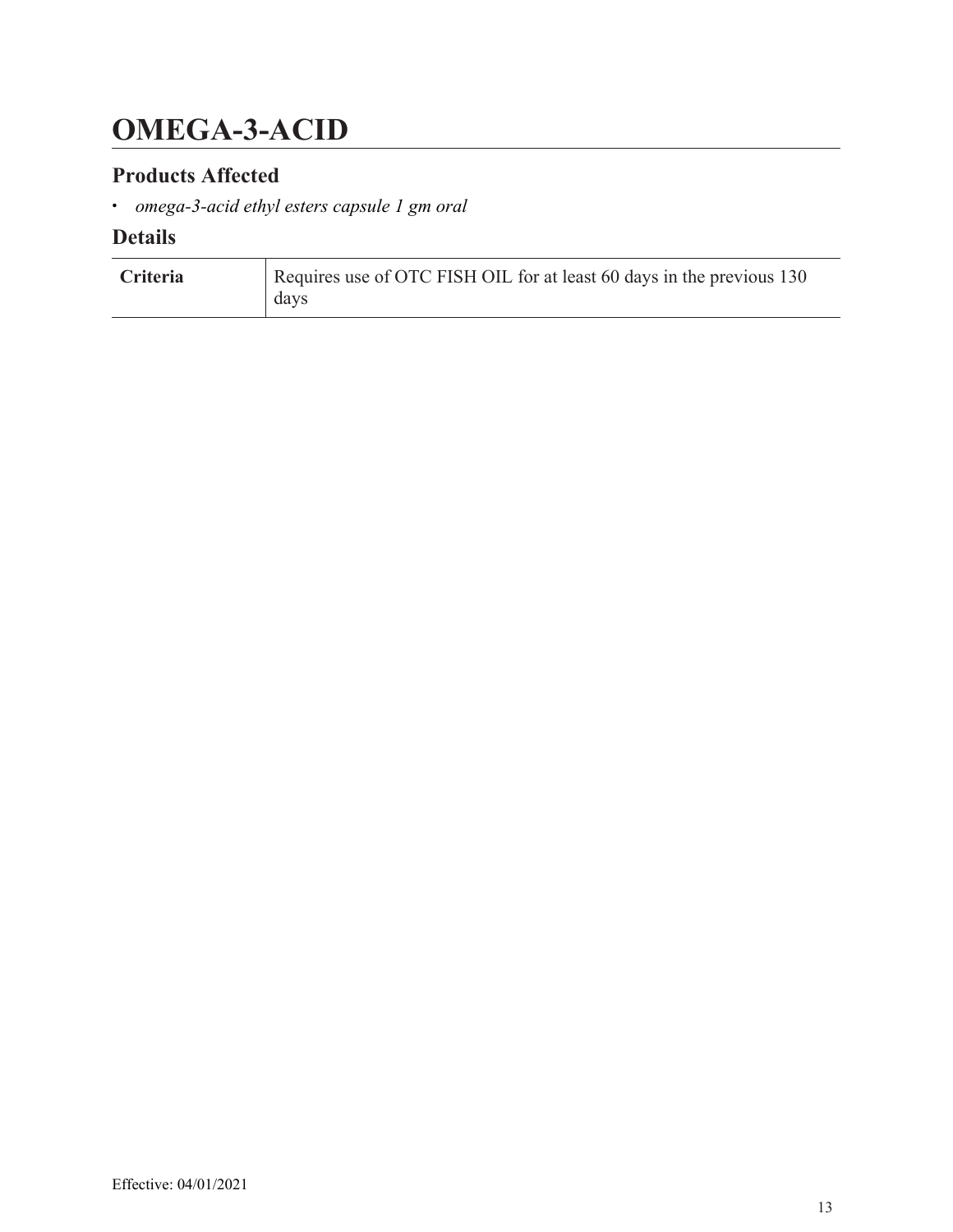# OMEGA-3-ACID

## Products Affected

- *omega-3-acid ethyl esters capsule 1 gm oral*

## Details

| Criteria | Requires use of OTC FISH OIL for at least 60 days in the previous 130 days |
|---|---|

Effective: 04/01/2021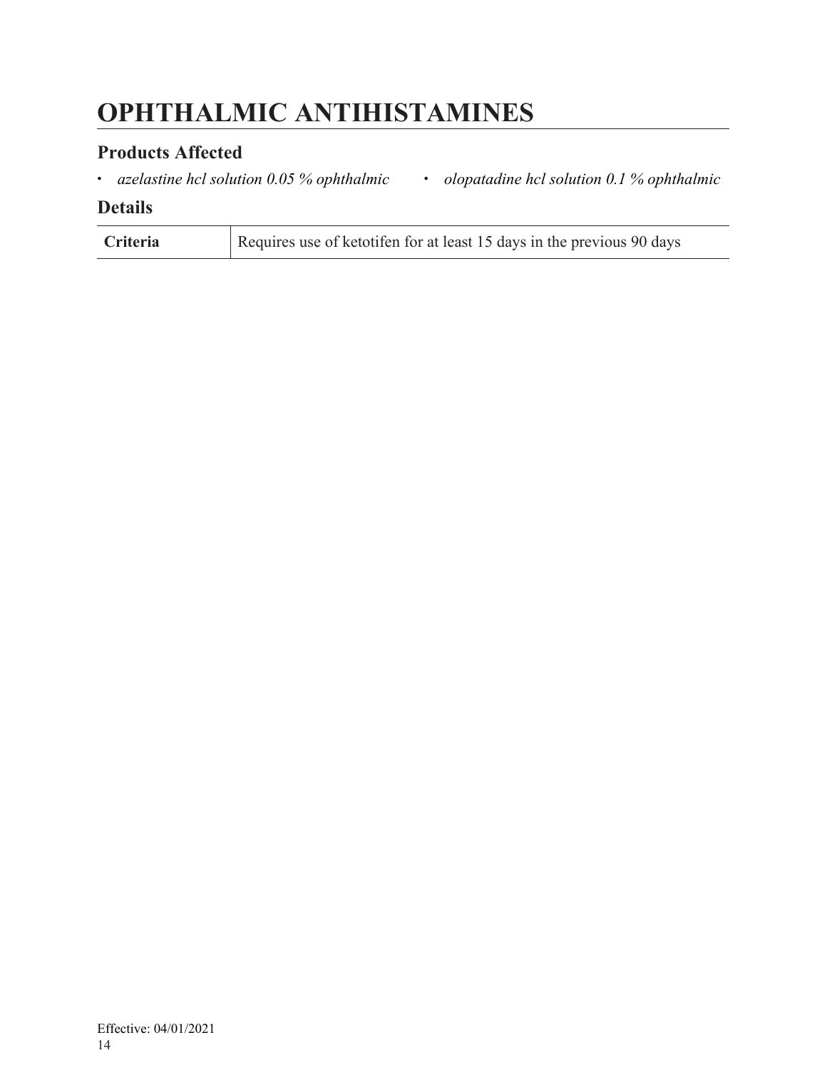# OPHTHALMIC ANTIHISTAMINES

## Products Affected

- *azelastine hcl solution 0.05 % ophthalmic*
- *olopatadine hcl solution 0.1 % ophthalmic*

## Details

| | |
|---|---|
| **Criteria** | Requires use of ketotifen for at least 15 days in the previous 90 days |

Effective: 04/01/2021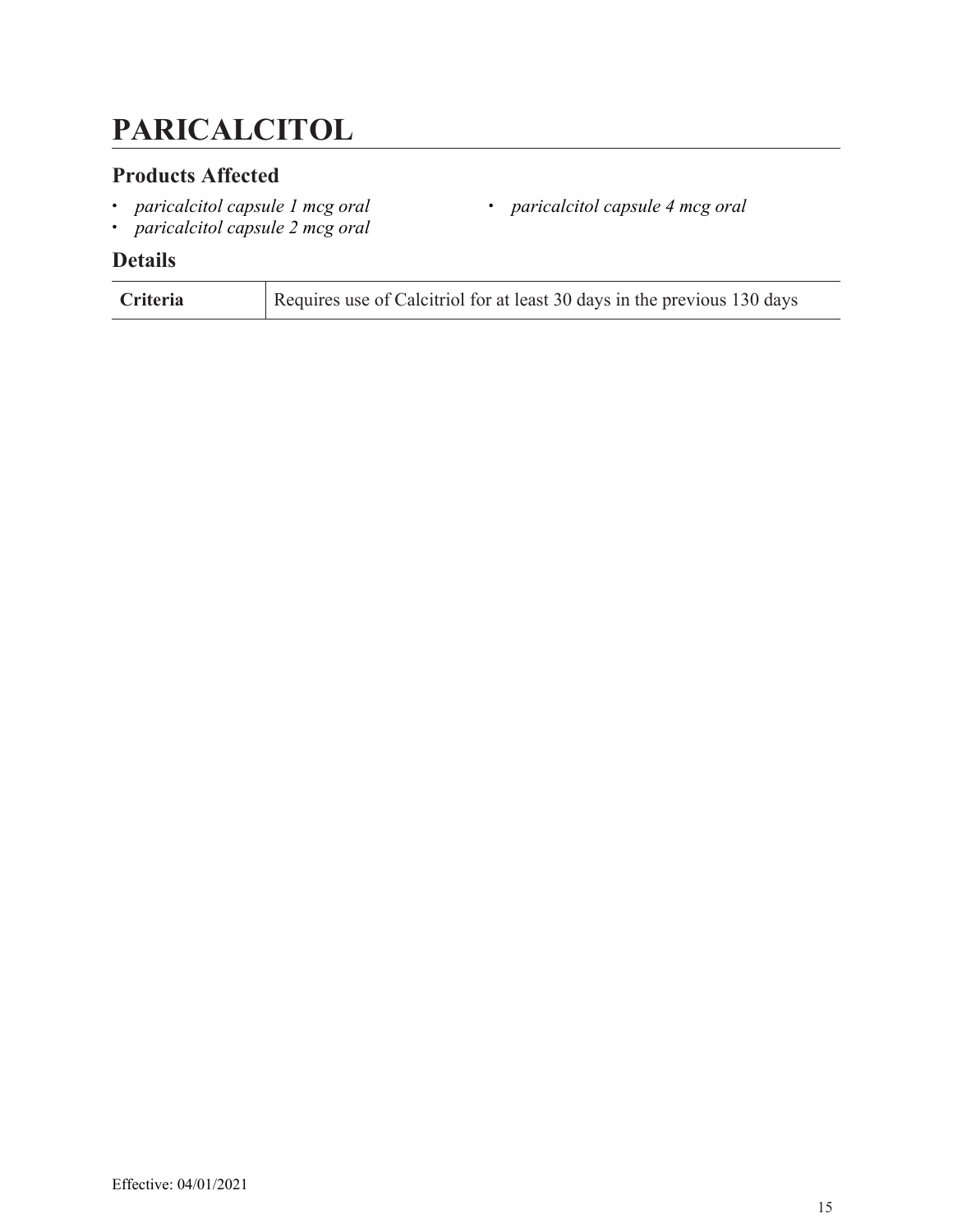# PARICALCITOL

## Products Affected

- *paricalcitol capsule 1 mcg oral*
- *paricalcitol capsule 2 mcg oral*
- *paricalcitol capsule 4 mcg oral*

## Details

| | |
|---|---|
| **Criteria** | Requires use of Calcitriol for at least 30 days in the previous 130 days |

Effective: 04/01/2021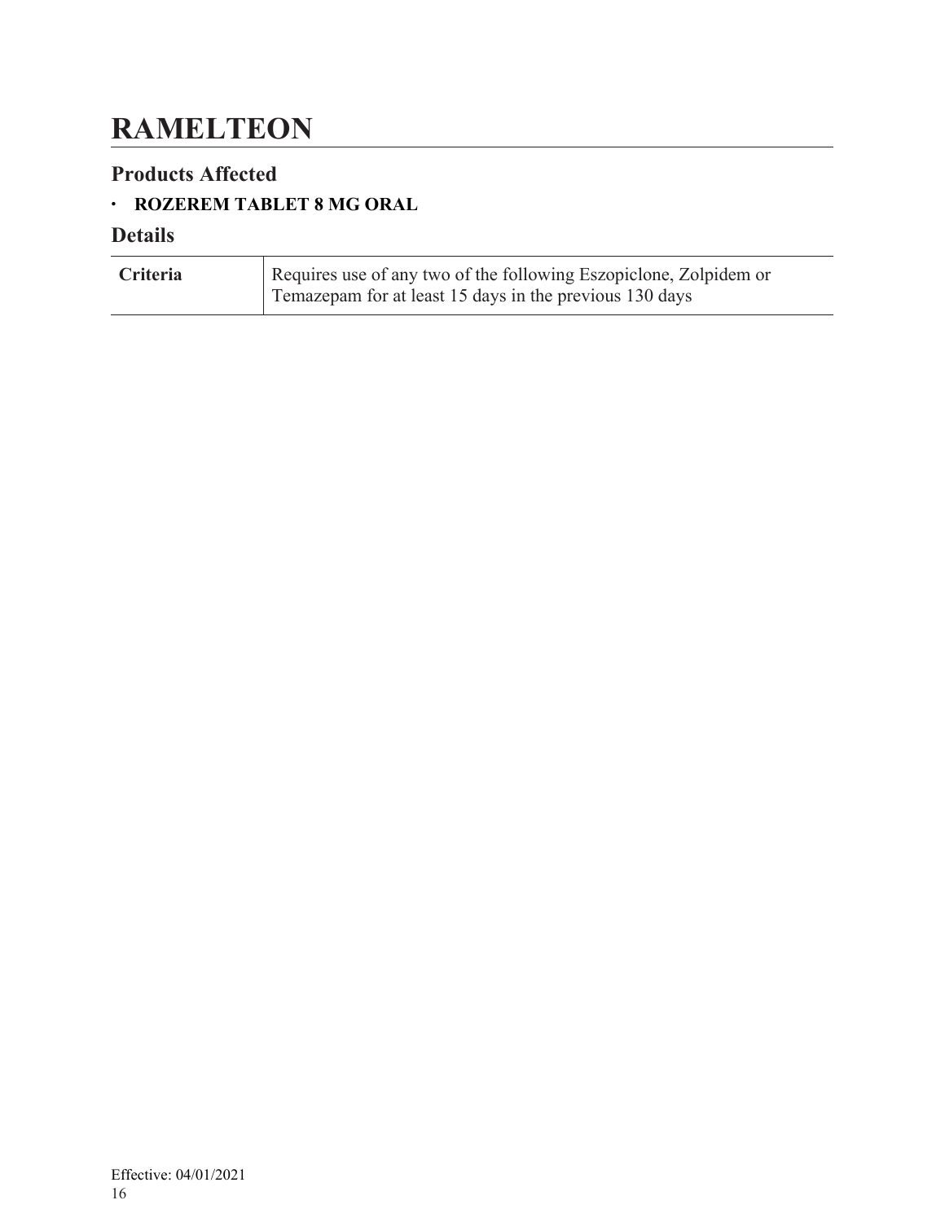# RAMELTEON

## Products Affected

- **ROZEREM TABLET 8 MG ORAL**

## Details

| Criteria | Requires use of any two of the following Eszopiclone, Zolpidem or Temazepam for at least 15 days in the previous 130 days |
|---|---|

Effective: 04/01/2021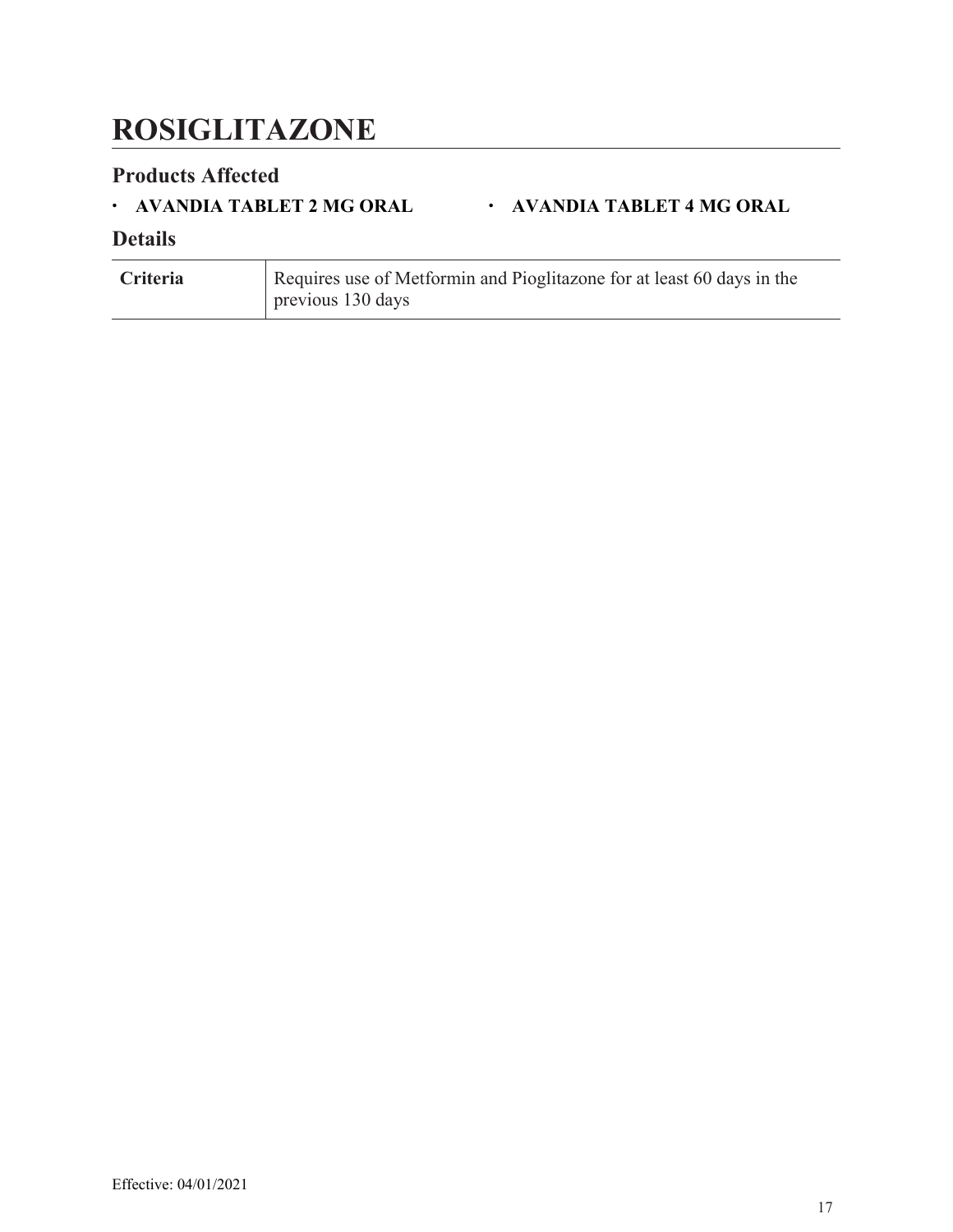# ROSIGLITAZONE

## Products Affected

- **AVANDIA TABLET 2 MG ORAL**
- **AVANDIA TABLET 4 MG ORAL**

## Details

| | |
|---|---|
| **Criteria** | Requires use of Metformin and Pioglitazone for at least 60 days in the previous 130 days |

Effective: 04/01/2021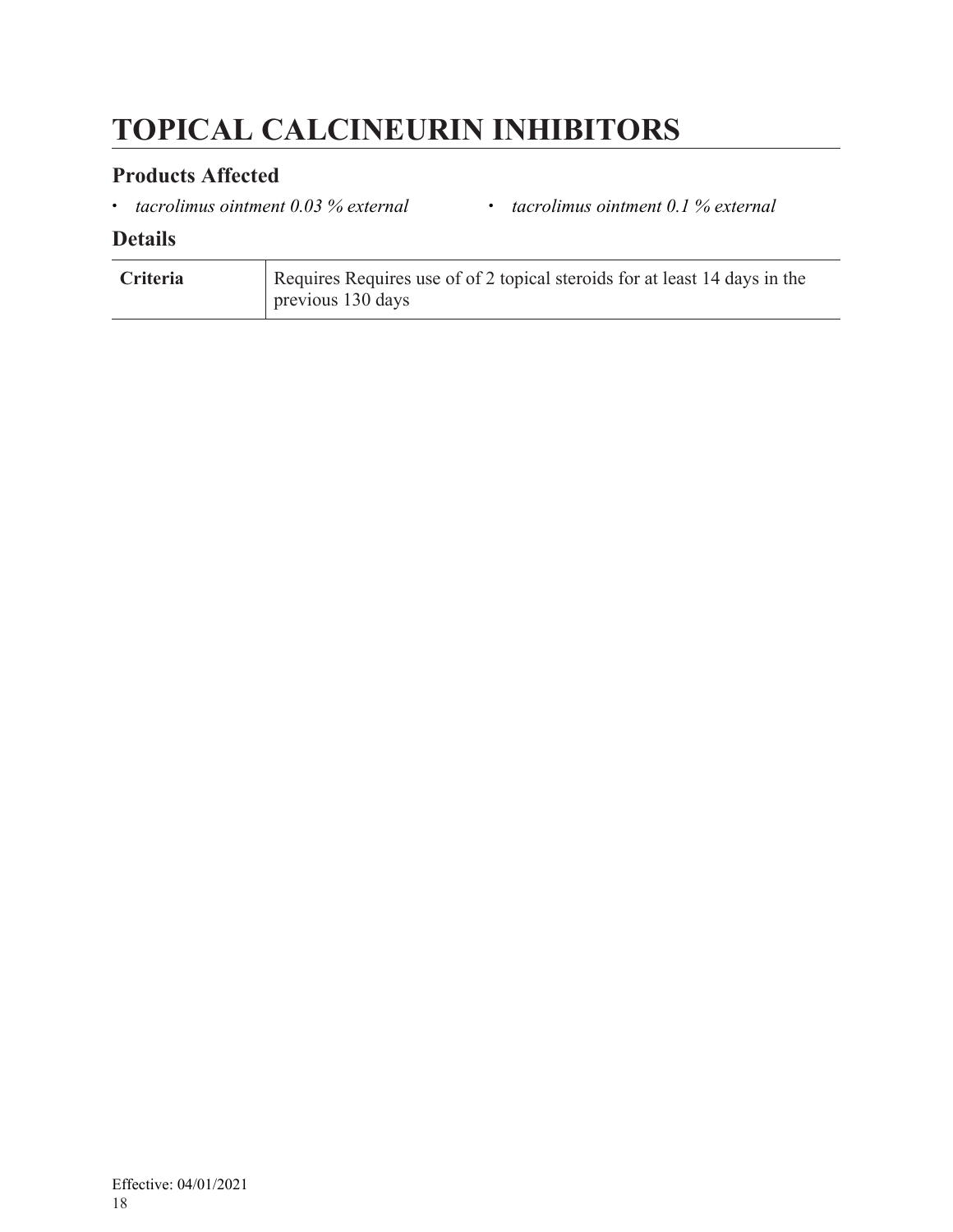# TOPICAL CALCINEURIN INHIBITORS

## Products Affected

- *tacrolimus ointment 0.03 % external*
- *tacrolimus ointment 0.1 % external*

## Details

| | |
|---|---|
| **Criteria** | Requires Requires use of of 2 topical steroids for at least 14 days in the previous 130 days |

Effective: 04/01/2021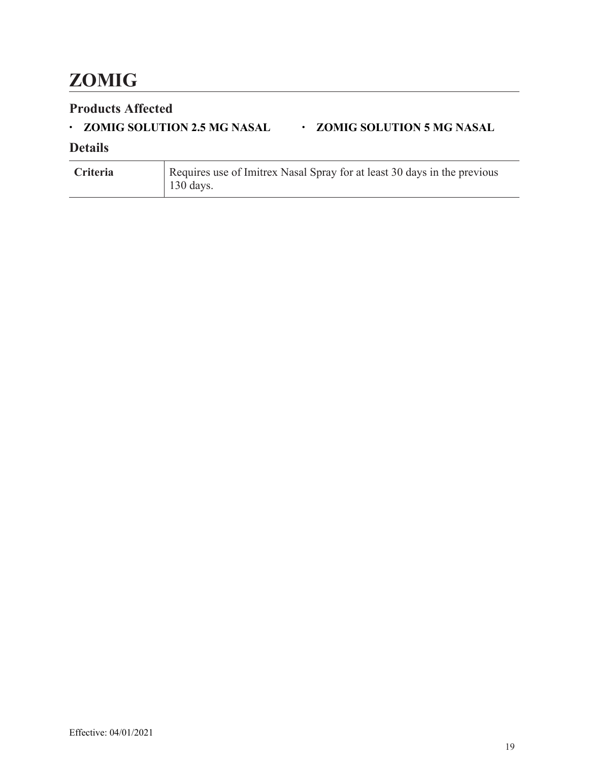# ZOMIG

## Products Affected

- **ZOMIG SOLUTION 2.5 MG NASAL**
- **ZOMIG SOLUTION 5 MG NASAL**

## Details

| | |
|---|---|
| **Criteria** | Requires use of Imitrex Nasal Spray for at least 30 days in the previous 130 days. |

Effective: 04/01/2021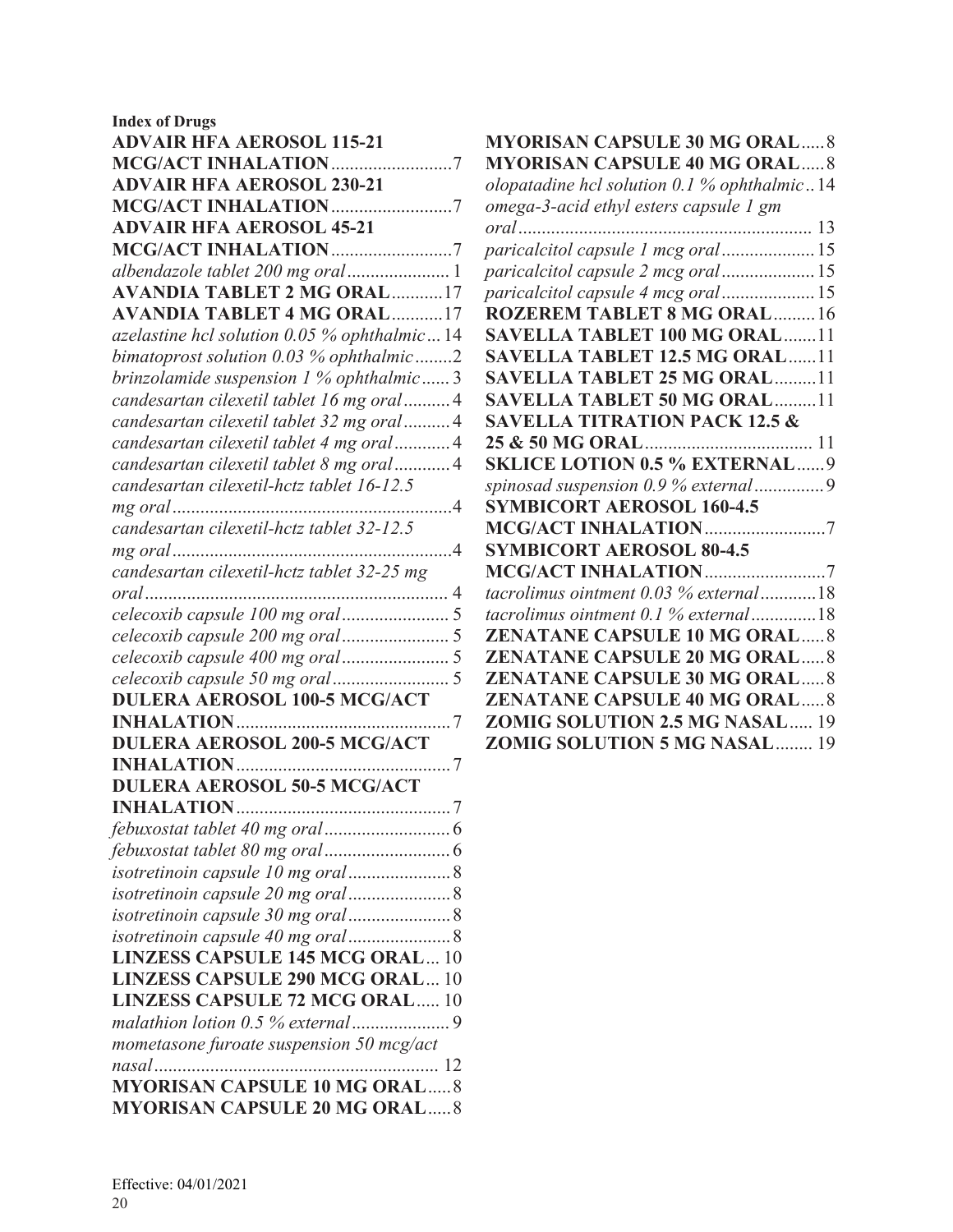**Index of Drugs**

**ADVAIR HFA AEROSOL 115-21 MCG/ACT INHALATION**..........................7
**ADVAIR HFA AEROSOL 230-21 MCG/ACT INHALATION**..........................7
**ADVAIR HFA AEROSOL 45-21 MCG/ACT INHALATION**..........................7
*albendazole tablet 200 mg oral*...................... 1
**AVANDIA TABLET 2 MG ORAL**...........17
**AVANDIA TABLET 4 MG ORAL**...........17
*azelastine hcl solution 0.05 % ophthalmic*... 14
*bimatoprost solution 0.03 % ophthalmic*........2
*brinzolamide suspension 1 % ophthalmic*...... 3
*candesartan cilexetil tablet 16 mg oral*..........4
*candesartan cilexetil tablet 32 mg oral*..........4
*candesartan cilexetil tablet 4 mg oral*............4
*candesartan cilexetil tablet 8 mg oral*............4
*candesartan cilexetil-hctz tablet 16-12.5 mg oral*............................................................4
*candesartan cilexetil-hctz tablet 32-12.5 mg oral*............................................................4
*candesartan cilexetil-hctz tablet 32-25 mg oral*................................................................. 4
*celecoxib capsule 100 mg oral*....................... 5
*celecoxib capsule 200 mg oral*....................... 5
*celecoxib capsule 400 mg oral*....................... 5
*celecoxib capsule 50 mg oral*......................... 5
**DULERA AEROSOL 100-5 MCG/ACT INHALATION**..............................................7
**DULERA AEROSOL 200-5 MCG/ACT INHALATION**..............................................7
**DULERA AEROSOL 50-5 MCG/ACT INHALATION**..............................................7
*febuxostat tablet 40 mg oral*...........................6
*febuxostat tablet 80 mg oral*...........................6
*isotretinoin capsule 10 mg oral*......................8
*isotretinoin capsule 20 mg oral*......................8
*isotretinoin capsule 30 mg oral*......................8
*isotretinoin capsule 40 mg oral*......................8
**LINZESS CAPSULE 145 MCG ORAL**... 10
**LINZESS CAPSULE 290 MCG ORAL**... 10
**LINZESS CAPSULE 72 MCG ORAL**..... 10
*malathion lotion 0.5 % external*..................... 9
*mometasone furoate suspension 50 mcg/act nasal*............................................................. 12
**MYORISAN CAPSULE 10 MG ORAL**.....8
**MYORISAN CAPSULE 20 MG ORAL**.....8
**MYORISAN CAPSULE 30 MG ORAL**.....8
**MYORISAN CAPSULE 40 MG ORAL**.....8
*olopatadine hcl solution 0.1 % ophthalmic*..14
*omega-3-acid ethyl esters capsule 1 gm oral*............................................................... 13
*paricalcitol capsule 1 mcg oral*....................15
*paricalcitol capsule 2 mcg oral*....................15
*paricalcitol capsule 4 mcg oral*....................15
**ROZEREM TABLET 8 MG ORAL**.........16
**SAVELLA TABLET 100 MG ORAL**.......11
**SAVELLA TABLET 12.5 MG ORAL**......11
**SAVELLA TABLET 25 MG ORAL**.........11
**SAVELLA TABLET 50 MG ORAL**.........11
**SAVELLA TITRATION PACK 12.5 & 25 & 50 MG ORAL**.................................... 11
**SKLICE LOTION 0.5 % EXTERNAL**......9
*spinosad suspension 0.9 % external*...............9
**SYMBICORT AEROSOL 160-4.5 MCG/ACT INHALATION**..........................7
**SYMBICORT AEROSOL 80-4.5 MCG/ACT INHALATION**..........................7
*tacrolimus ointment 0.03 % external*............18
*tacrolimus ointment 0.1 % external*.............18
**ZENATANE CAPSULE 10 MG ORAL**.....8
**ZENATANE CAPSULE 20 MG ORAL**.....8
**ZENATANE CAPSULE 30 MG ORAL**.....8
**ZENATANE CAPSULE 40 MG ORAL**.....8
**ZOMIG SOLUTION 2.5 MG NASAL**..... 19
**ZOMIG SOLUTION 5 MG NASAL**........ 19

Effective: 04/01/2021